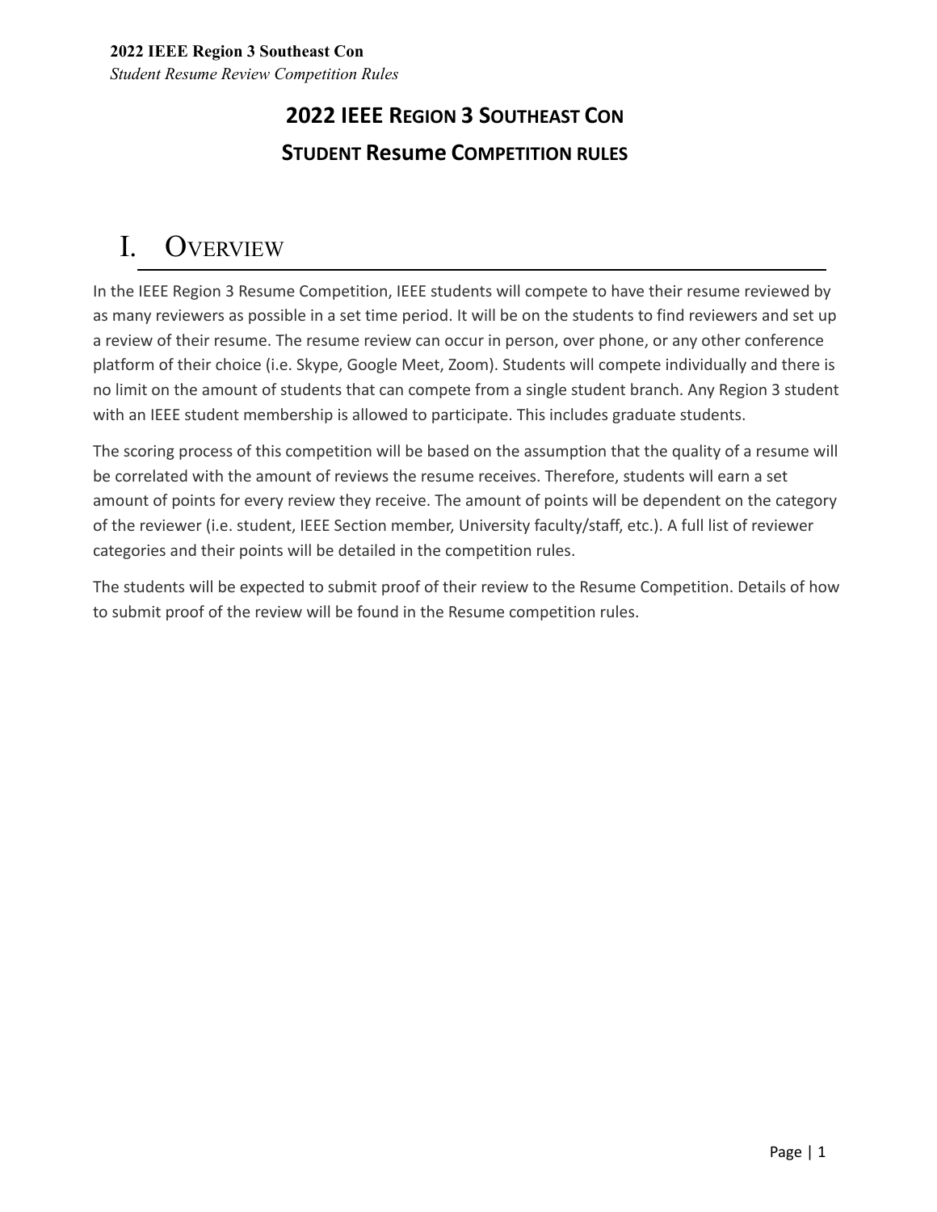# 2022 IEEE Region 3 Southeast Con

# Student Resume Competition rules

## I. Overview

In the IEEE Region 3 Resume Competition, IEEE students will compete to have their resume reviewed by as many reviewers as possible in a set time period. It will be on the students to find reviewers and set up a review of their resume. The resume review can occur in person, over phone, or any other conference platform of their choice (i.e. Skype, Google Meet, Zoom). Students will compete individually and there is no limit on the amount of students that can compete from a single student branch. Any Region 3 student with an IEEE student membership is allowed to participate. This includes graduate students.

The scoring process of this competition will be based on the assumption that the quality of a resume will be correlated with the amount of reviews the resume receives. Therefore, students will earn a set amount of points for every review they receive. The amount of points will be dependent on the category of the reviewer (i.e. student, IEEE Section member, University faculty/staff, etc.). A full list of reviewer categories and their points will be detailed in the competition rules.

The students will be expected to submit proof of their review to the Resume Competition. Details of how to submit proof of the review will be found in the Resume competition rules.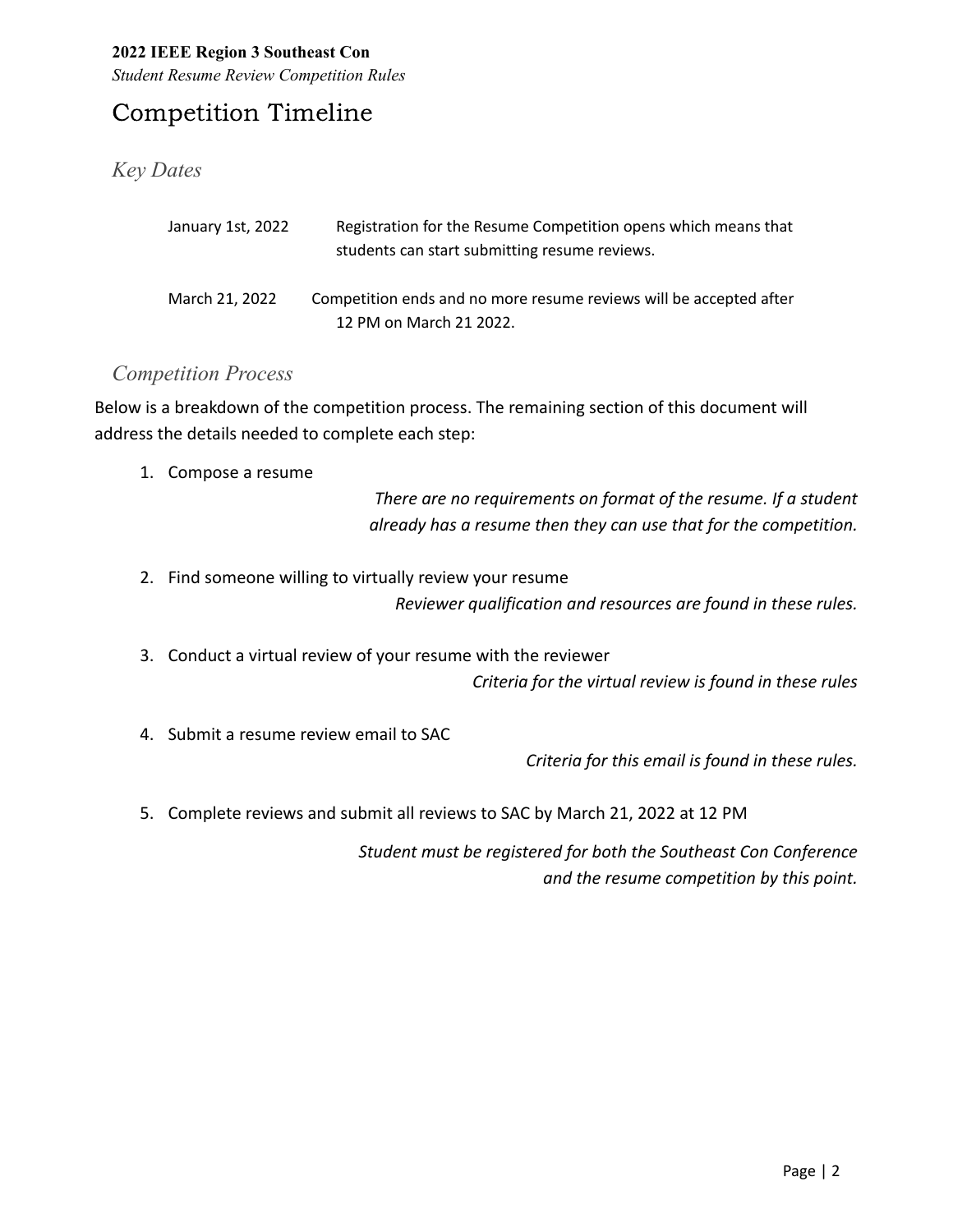# Competition Timeline

## *Key Dates*

| | |
|---|---|
| January 1st, 2022 | Registration for the Resume Competition opens which means that students can start submitting resume reviews. |
| March 21, 2022 | Competition ends and no more resume reviews will be accepted after 12 PM on March 21 2022. |

## *Competition Process*

Below is a breakdown of the competition process. The remaining section of this document will address the details needed to complete each step:

1. Compose a resume

   *There are no requirements on format of the resume. If a student already has a resume then they can use that for the competition.*

2. Find someone willing to virtually review your resume

   *Reviewer qualification and resources are found in these rules.*

3. Conduct a virtual review of your resume with the reviewer

   *Criteria for the virtual review is found in these rules*

4. Submit a resume review email to SAC

   *Criteria for this email is found in these rules.*

5. Complete reviews and submit all reviews to SAC by March 21, 2022 at 12 PM

   *Student must be registered for both the Southeast Con Conference and the resume competition by this point.*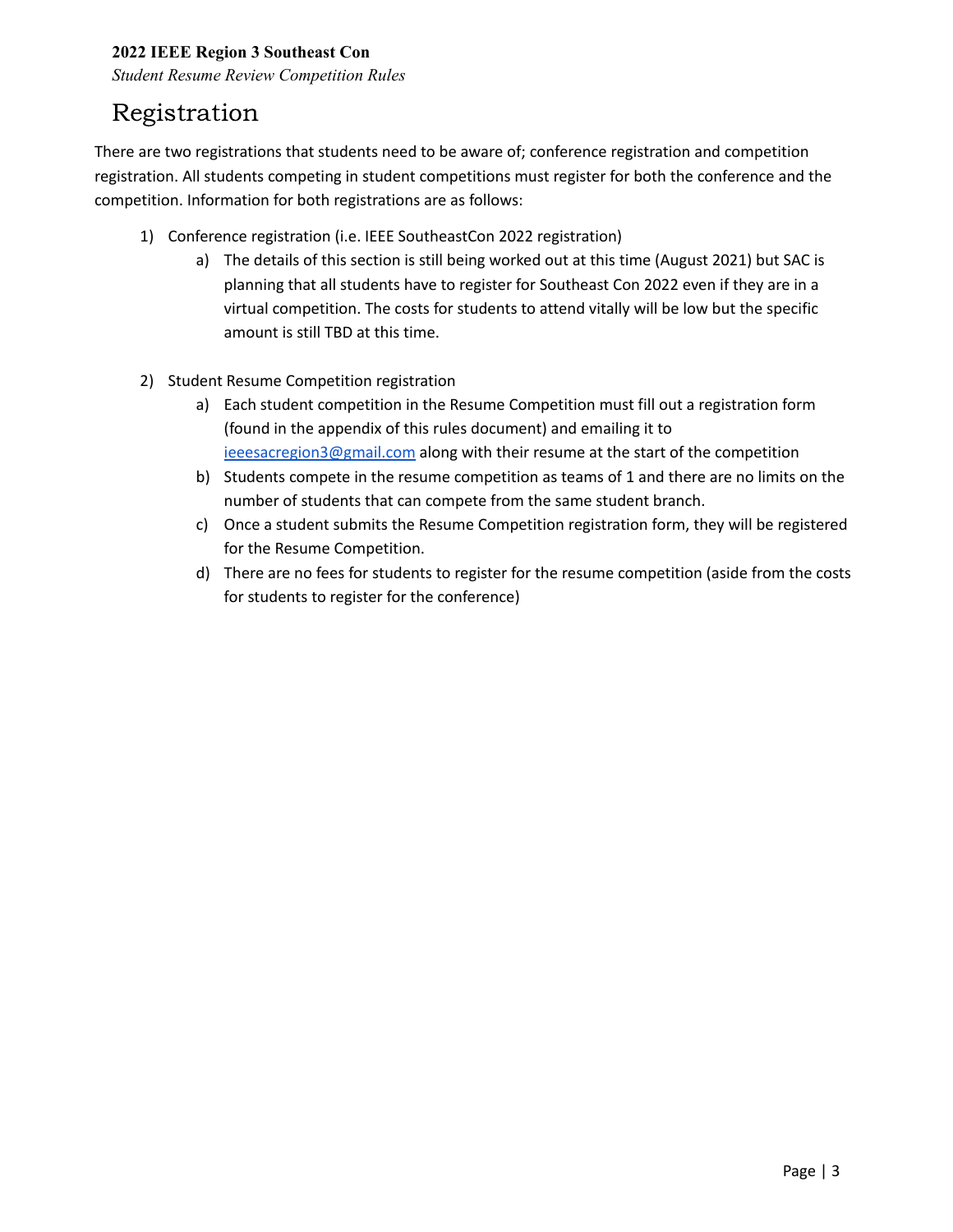# Registration

There are two registrations that students need to be aware of; conference registration and competition registration. All students competing in student competitions must register for both the conference and the competition. Information for both registrations are as follows:

1) Conference registration (i.e. IEEE SoutheastCon 2022 registration)
   a) The details of this section is still being worked out at this time (August 2021) but SAC is planning that all students have to register for Southeast Con 2022 even if they are in a virtual competition. The costs for students to attend vitally will be low but the specific amount is still TBD at this time.

2) Student Resume Competition registration
   a) Each student competition in the Resume Competition must fill out a registration form (found in the appendix of this rules document) and emailing it to ieeesacregion3@gmail.com along with their resume at the start of the competition
   b) Students compete in the resume competition as teams of 1 and there are no limits on the number of students that can compete from the same student branch.
   c) Once a student submits the Resume Competition registration form, they will be registered for the Resume Competition.
   d) There are no fees for students to register for the resume competition (aside from the costs for students to register for the conference)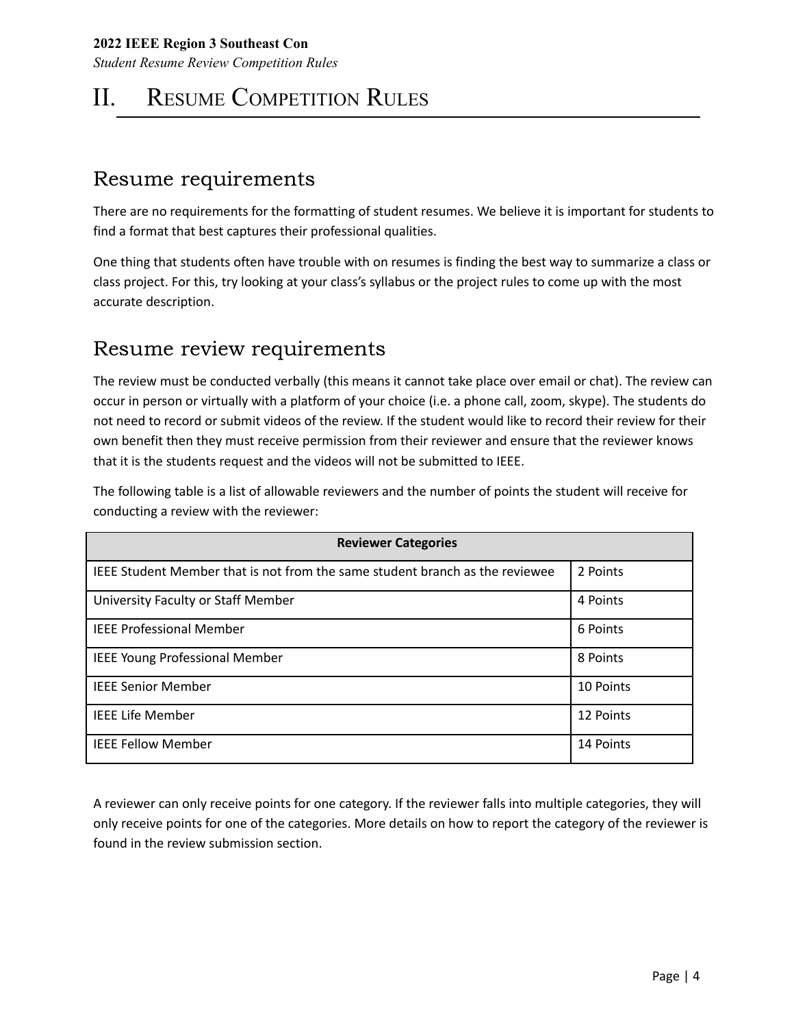# II. Resume Competition Rules

## Resume requirements

There are no requirements for the formatting of student resumes. We believe it is important for students to find a format that best captures their professional qualities.

One thing that students often have trouble with on resumes is finding the best way to summarize a class or class project. For this, try looking at your class's syllabus or the project rules to come up with the most accurate description.

## Resume review requirements

The review must be conducted verbally (this means it cannot take place over email or chat). The review can occur in person or virtually with a platform of your choice (i.e. a phone call, zoom, skype). The students do not need to record or submit videos of the review. If the student would like to record their review for their own benefit then they must receive permission from their reviewer and ensure that the reviewer knows that it is the students request and the videos will not be submitted to IEEE.

The following table is a list of allowable reviewers and the number of points the student will receive for conducting a review with the reviewer:

| Reviewer Categories | |
| --- | --- |
| IEEE Student Member that is not from the same student branch as the reviewee | 2 Points |
| University Faculty or Staff Member | 4 Points |
| IEEE Professional Member | 6 Points |
| IEEE Young Professional Member | 8 Points |
| IEEE Senior Member | 10 Points |
| IEEE Life Member | 12 Points |
| IEEE Fellow Member | 14 Points |

A reviewer can only receive points for one category. If the reviewer falls into multiple categories, they will only receive points for one of the categories. More details on how to report the category of the reviewer is found in the review submission section.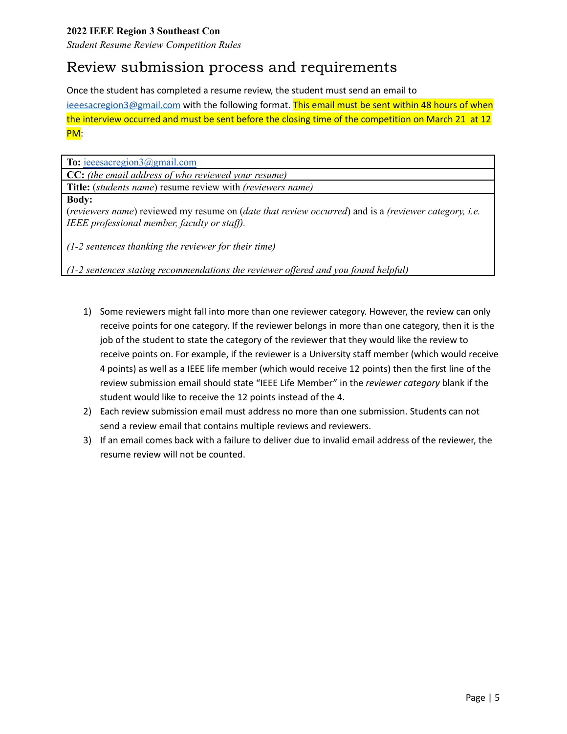# Review submission process and requirements

Once the student has completed a resume review, the student must send an email to ieeesacregion3@gmail.com with the following format. This email must be sent within 48 hours of when the interview occurred and must be sent before the closing time of the competition on March 21 at 12 PM:

| **To:** ieeesacregion3@gmail.com |
|---|
| **CC:** *(the email address of who reviewed your resume)* |
| **Title:** (*students name*) resume review with *(reviewers name)* |
| **Body:**<br>(*reviewers name*) reviewed my resume on (*date that review occurred*) and is a *(reviewer category, i.e. IEEE professional member, faculty or staff).*<br><br>*(1-2 sentences thanking the reviewer for their time)*<br><br>*(1-2 sentences stating recommendations the reviewer offered and you found helpful)* |

1) Some reviewers might fall into more than one reviewer category. However, the review can only receive points for one category. If the reviewer belongs in more than one category, then it is the job of the student to state the category of the reviewer that they would like the review to receive points on. For example, if the reviewer is a University staff member (which would receive 4 points) as well as a IEEE life member (which would receive 12 points) then the first line of the review submission email should state "IEEE Life Member" in the *reviewer category* blank if the student would like to receive the 12 points instead of the 4.
2) Each review submission email must address no more than one submission. Students can not send a review email that contains multiple reviews and reviewers.
3) If an email comes back with a failure to deliver due to invalid email address of the reviewer, the resume review will not be counted.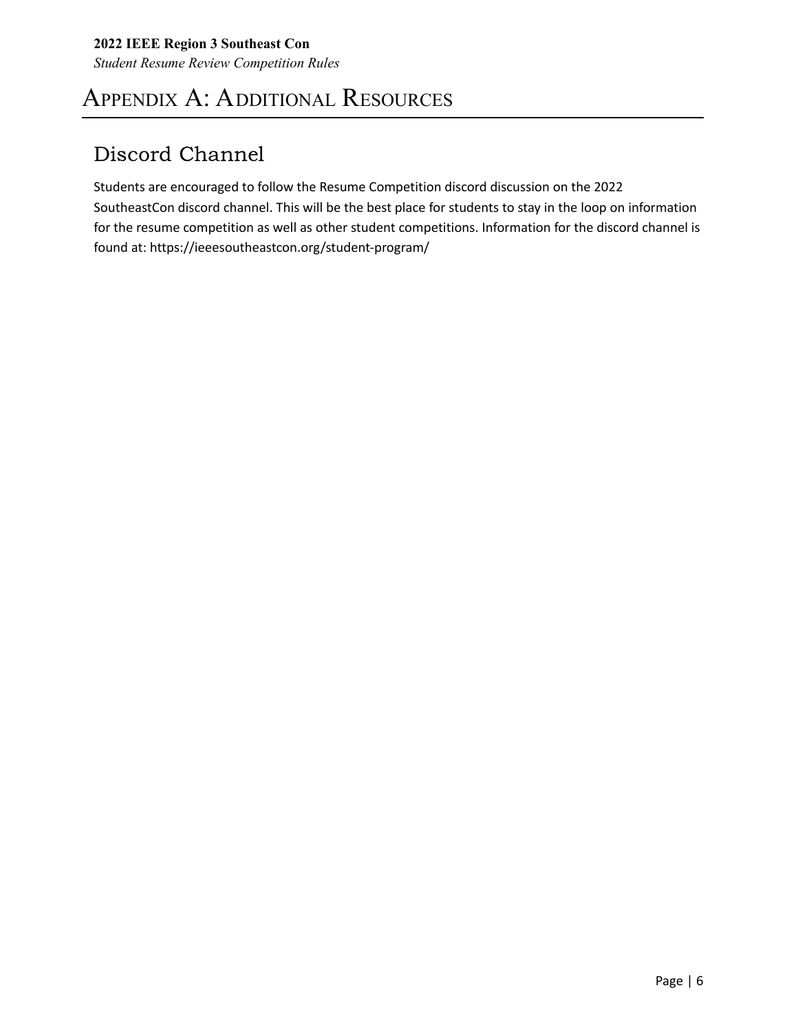# Appendix A: Additional Resources

## Discord Channel

Students are encouraged to follow the Resume Competition discord discussion on the 2022 SoutheastCon discord channel. This will be the best place for students to stay in the loop on information for the resume competition as well as other student competitions. Information for the discord channel is found at: https://ieeesoutheastcon.org/student-program/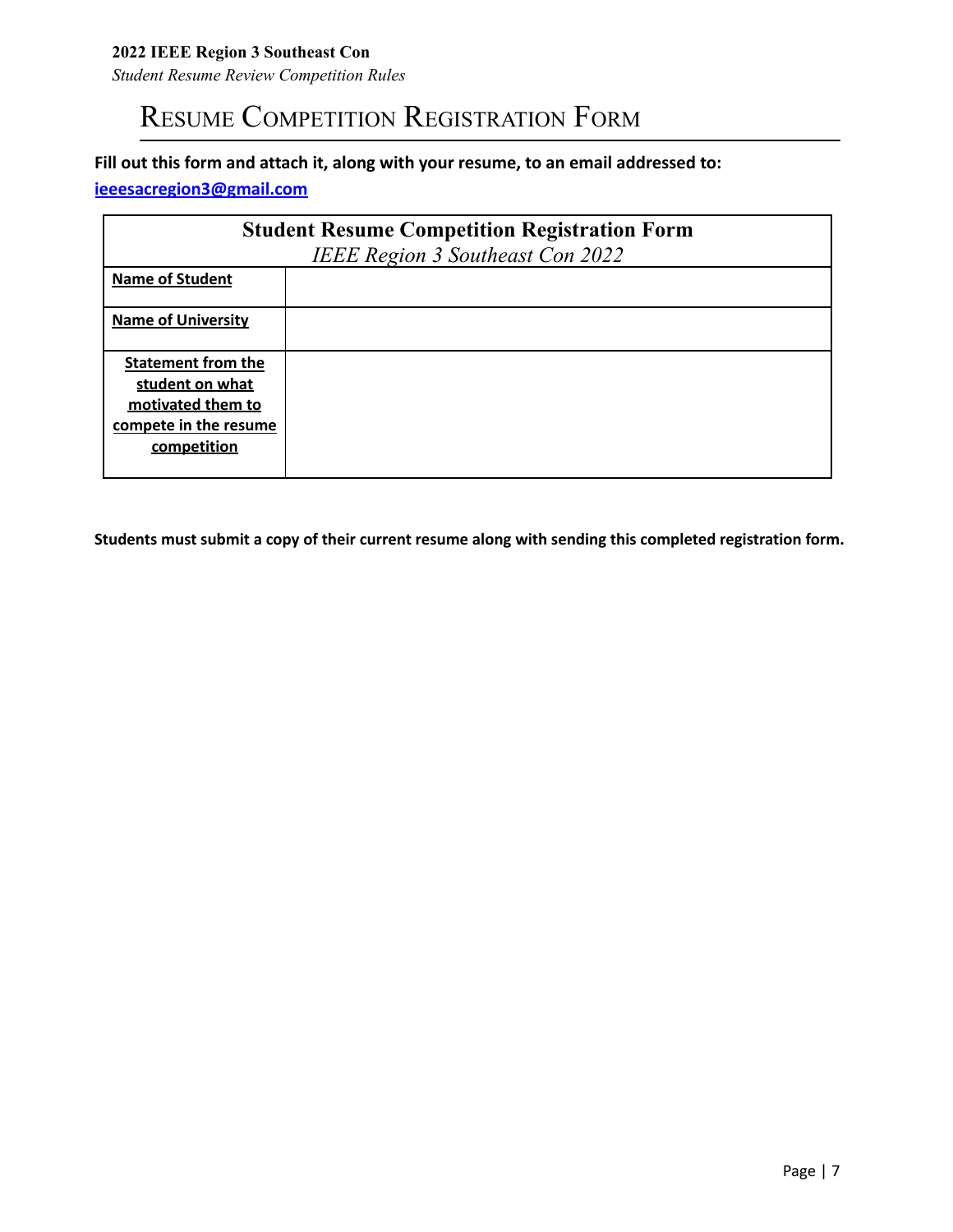# Resume Competition Registration Form

**Fill out this form and attach it, along with your resume, to an email addressed to:**
**ieeesacregion3@gmail.com**

| **Student Resume Competition Registration Form** *IEEE Region 3 Southeast Con 2022* | |
|---|---|
| **Name of Student** | |
| **Name of University** | |
| **Statement from the student on what motivated them to compete in the resume competition** | |

**Students must submit a copy of their current resume along with sending this completed registration form.**